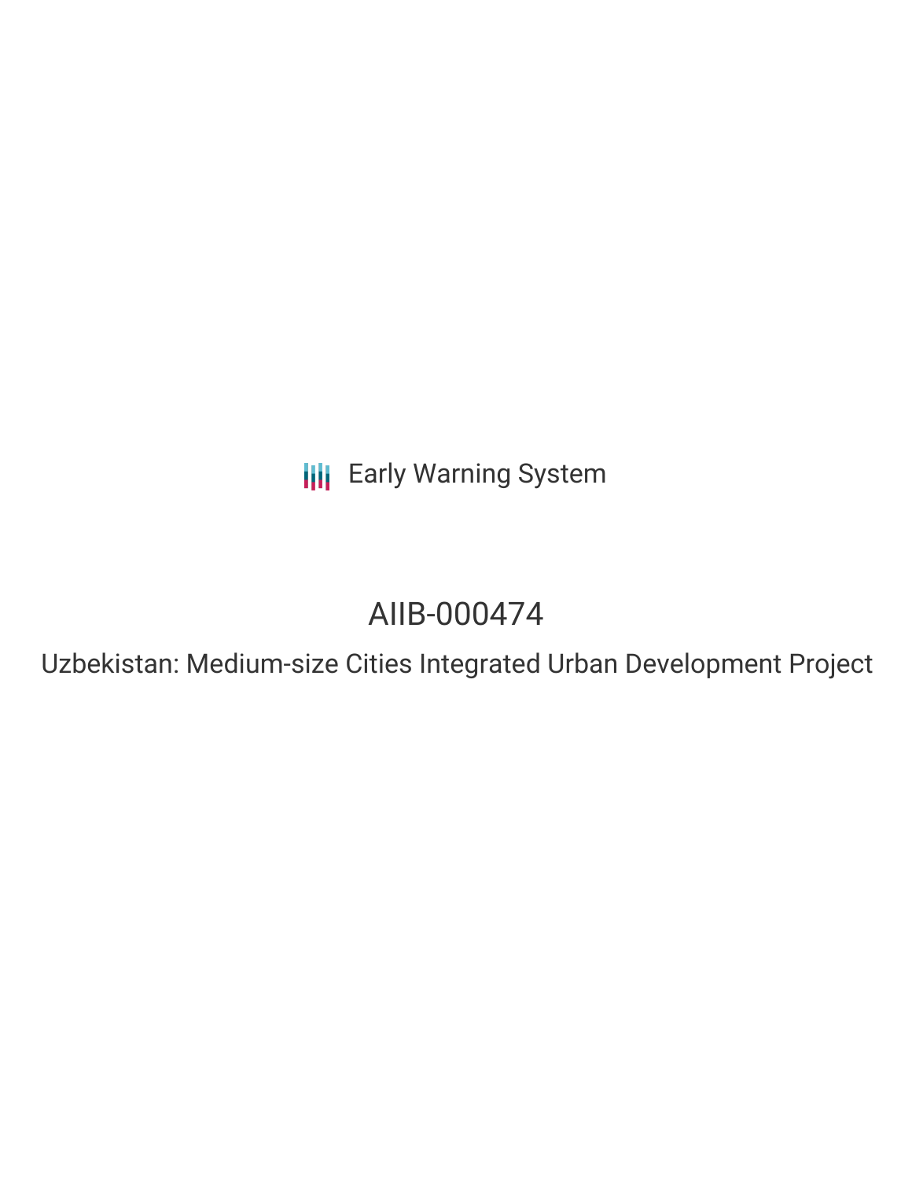Early Warning System

# AIIB-000474

## Uzbekistan: Medium-size Cities Integrated Urban Development Project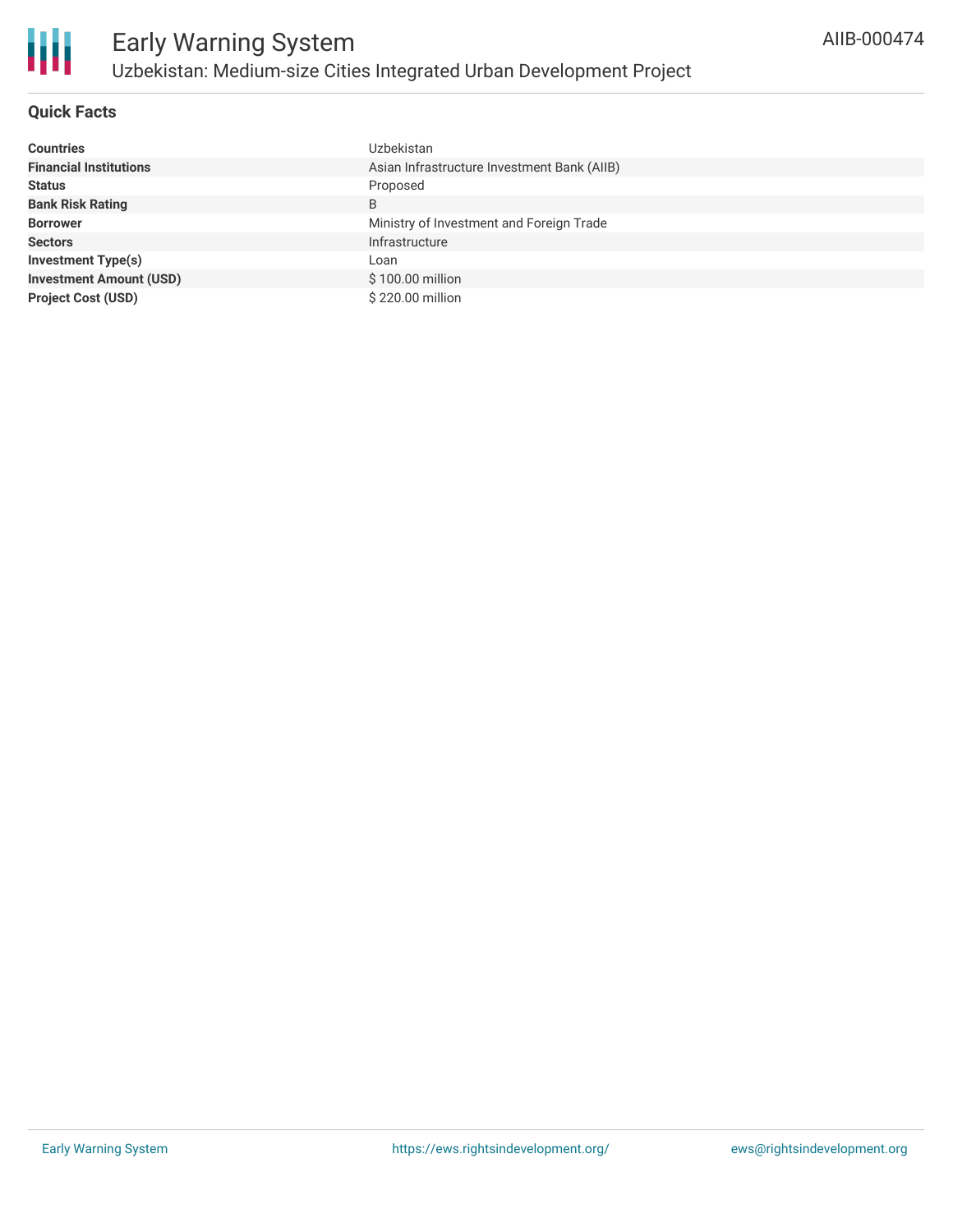# Early Warning System

## Uzbekistan: Medium-size Cities Integrated Urban Development Project

AIIB-000474

### Quick Facts

| | |
|---|---|
| **Countries** | Uzbekistan |
| **Financial Institutions** | Asian Infrastructure Investment Bank (AIIB) |
| **Status** | Proposed |
| **Bank Risk Rating** | B |
| **Borrower** | Ministry of Investment and Foreign Trade |
| **Sectors** | Infrastructure |
| **Investment Type(s)** | Loan |
| **Investment Amount (USD)** | $ 100.00 million |
| **Project Cost (USD)** | $ 220.00 million |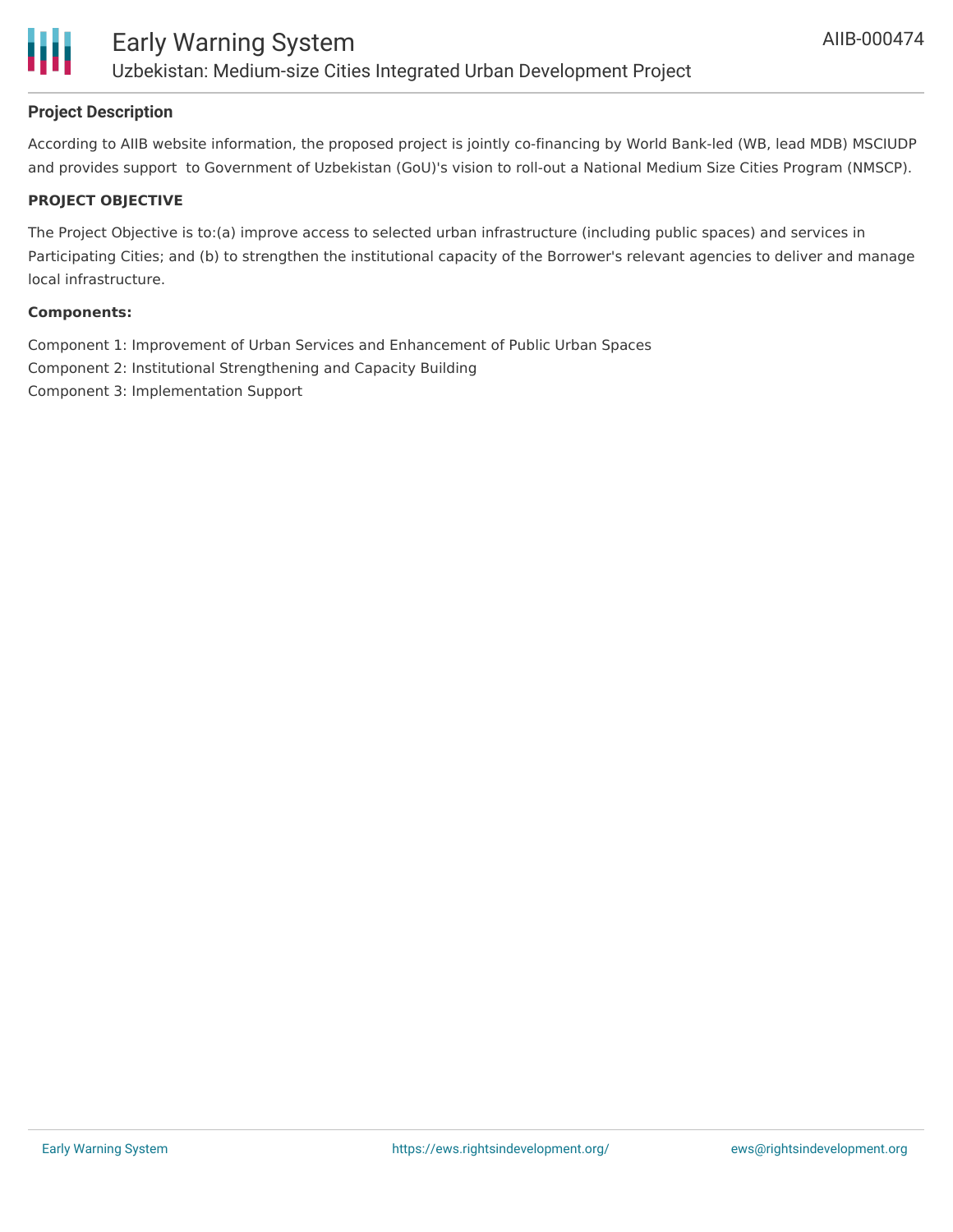## Project Description

According to AIIB website information, the proposed project is jointly co-financing by World Bank-led (WB, lead MDB) MSCIUDP and provides support to Government of Uzbekistan (GoU)'s vision to roll-out a National Medium Size Cities Program (NMSCP).

### PROJECT OBJECTIVE

The Project Objective is to:(a) improve access to selected urban infrastructure (including public spaces) and services in Participating Cities; and (b) to strengthen the institutional capacity of the Borrower's relevant agencies to deliver and manage local infrastructure.

**Components:**

Component 1: Improvement of Urban Services and Enhancement of Public Urban Spaces
Component 2: Institutional Strengthening and Capacity Building
Component 3: Implementation Support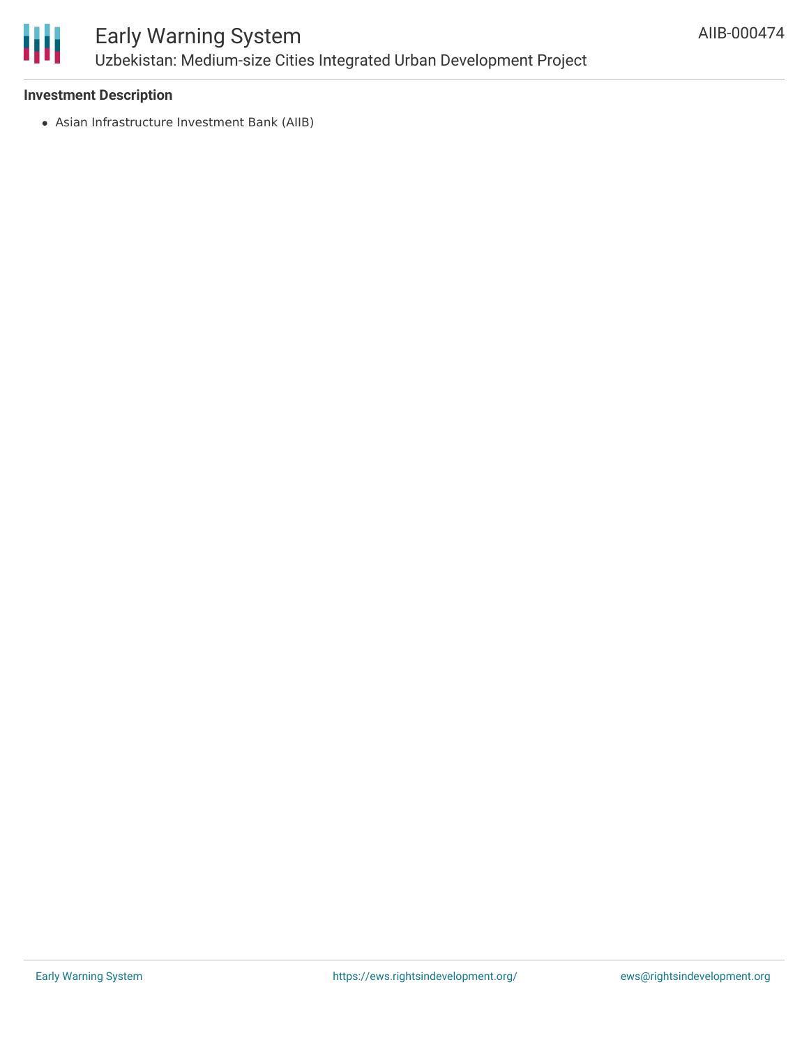### Investment Description

- Asian Infrastructure Investment Bank (AIIB)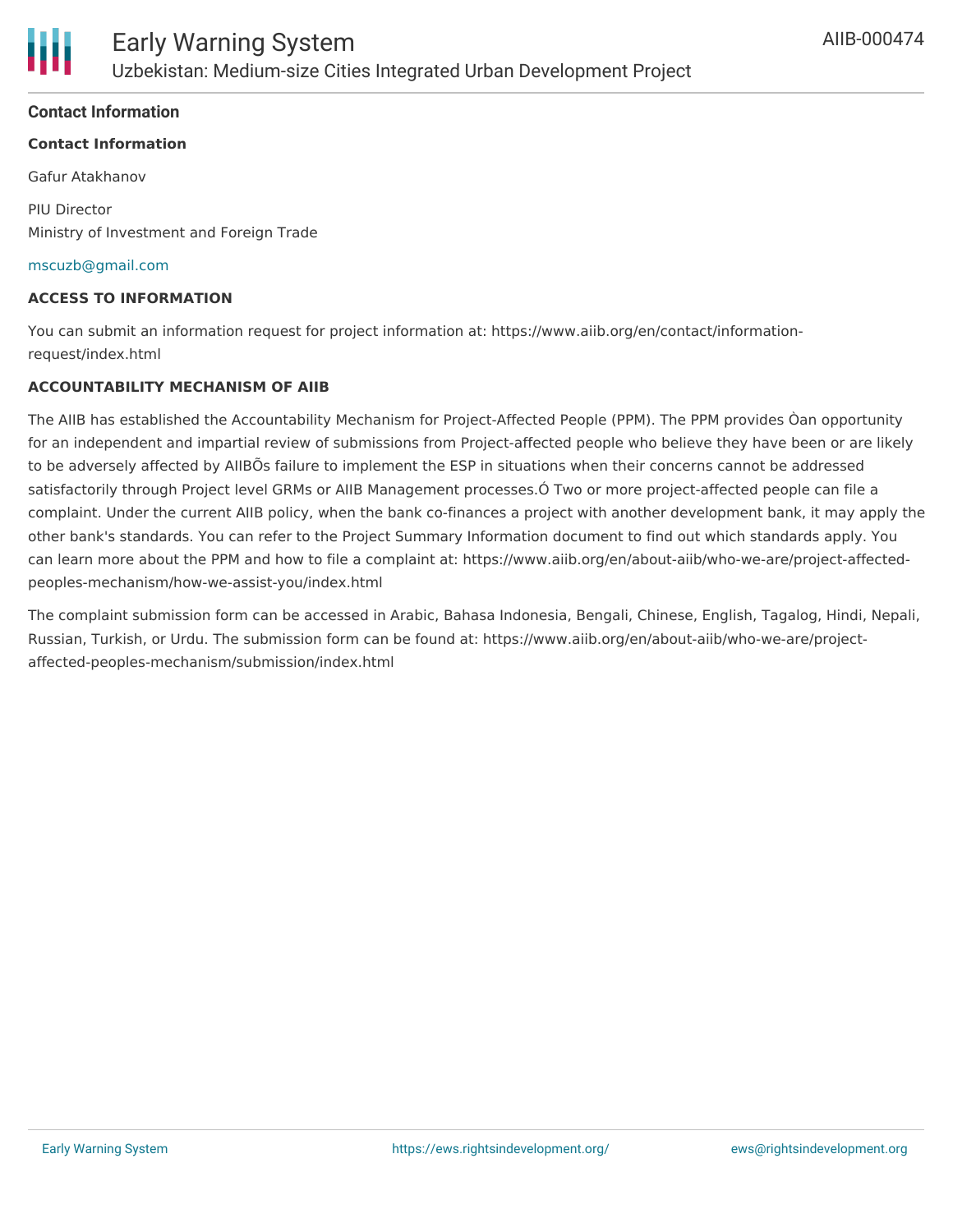## Contact Information

**Contact Information**

Gafur Atakhanov

PIU Director
Ministry of Investment and Foreign Trade

mscuzb@gmail.com

**ACCESS TO INFORMATION**

You can submit an information request for project information at: https://www.aiib.org/en/contact/information-request/index.html

**ACCOUNTABILITY MECHANISM OF AIIB**

The AIIB has established the Accountability Mechanism for Project-Affected People (PPM). The PPM provides Òan opportunity for an independent and impartial review of submissions from Project-affected people who believe they have been or are likely to be adversely affected by AIIBÕs failure to implement the ESP in situations when their concerns cannot be addressed satisfactorily through Project level GRMs or AIIB Management processes.Ó Two or more project-affected people can file a complaint. Under the current AIIB policy, when the bank co-finances a project with another development bank, it may apply the other bank's standards. You can refer to the Project Summary Information document to find out which standards apply. You can learn more about the PPM and how to file a complaint at: https://www.aiib.org/en/about-aiib/who-we-are/project-affected-peoples-mechanism/how-we-assist-you/index.html

The complaint submission form can be accessed in Arabic, Bahasa Indonesia, Bengali, Chinese, English, Tagalog, Hindi, Nepali, Russian, Turkish, or Urdu. The submission form can be found at: https://www.aiib.org/en/about-aiib/who-we-are/project-affected-peoples-mechanism/submission/index.html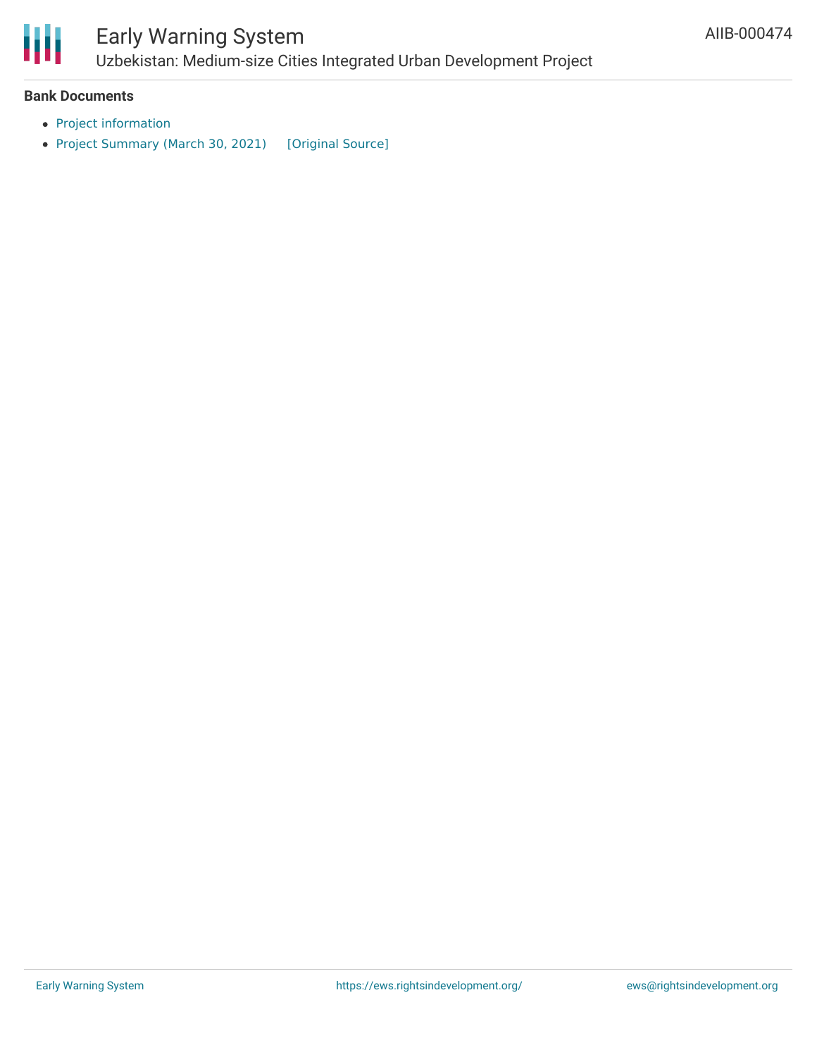**Bank Documents**

- Project information
- Project Summary (March 30, 2021) [Original Source]